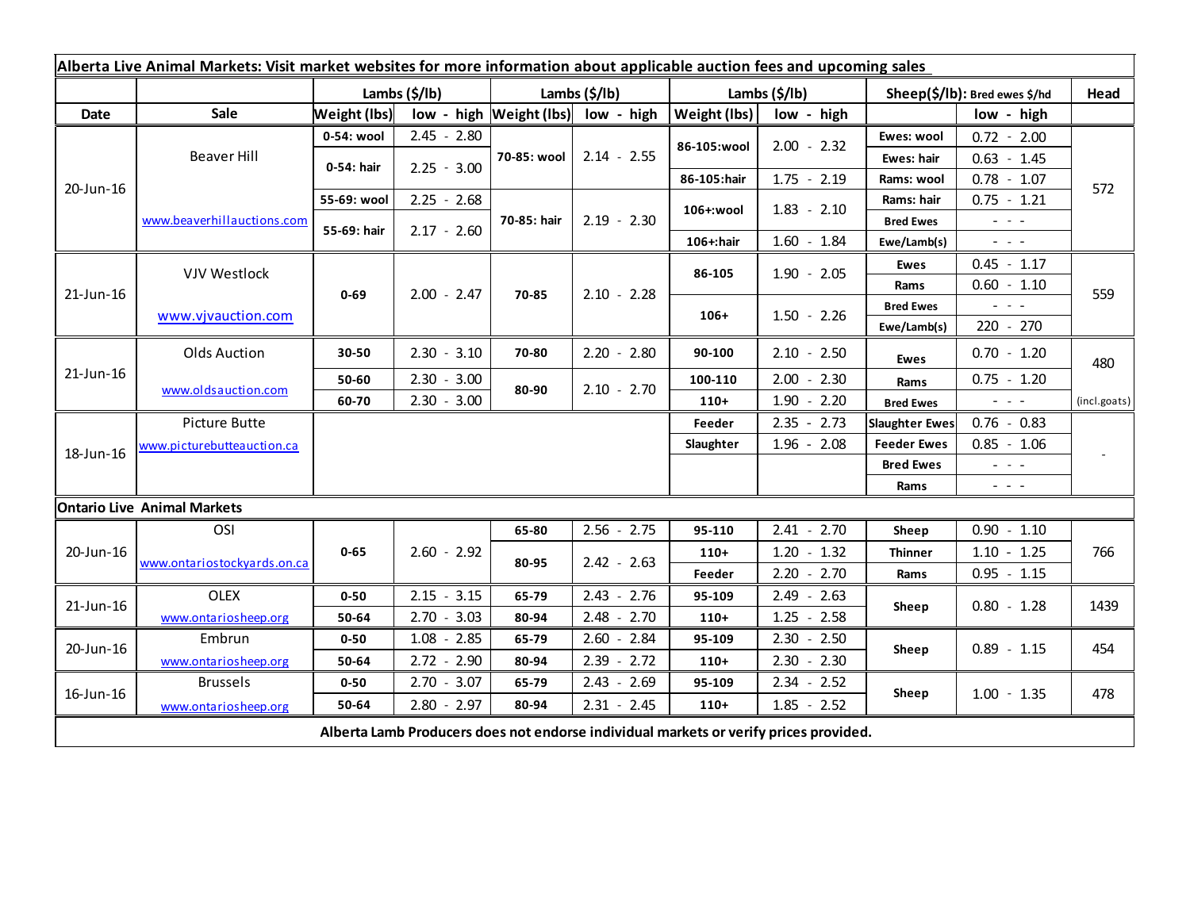| Alberta Live Animal Markets: Visit market websites for more information about applicable auction fees and upcoming sales | | | | | | | | | | |
|---|---|---|---|---|---|---|---|---|---|---|
| | | Lambs ($/lb) | | Lambs ($/lb) | | Lambs ($/lb) | | Sheep($/lb): Bred ewes $/hd | | Head |
| Date | Sale | Weight (lbs) | low - high | Weight (lbs) | low - high | Weight (lbs) | low - high | | low - high | |
| 20-Jun-16 | Beaver Hill www.beaverhillauctions.com | 0-54: wool | 2.45 - 2.80 | 70-85: wool | 2.14 - 2.55 | 86-105:wool | 2.00 - 2.32 | Ewes: wool | 0.72 - 2.00 | 572 |
| | | 0-54: hair | 2.25 - 3.00 | | | | | Ewes: hair | 0.63 - 1.45 | |
| | | | | | | 86-105:hair | 1.75 - 2.19 | Rams: wool | 0.78 - 1.07 | |
| | | 55-69: wool | 2.25 - 2.68 | 70-85: hair | 2.19 - 2.30 | 106+:wool | 1.83 - 2.10 | Rams: hair | 0.75 - 1.21 | |
| | | 55-69: hair | 2.17 - 2.60 | | | | | Bred Ewes | - - - | |
| | | | | | | 106+:hair | 1.60 - 1.84 | Ewe/Lamb(s) | - - - | |
| 21-Jun-16 | VJV Westlock www.vjvauction.com | 0-69 | 2.00 - 2.47 | 70-85 | 2.10 - 2.28 | 86-105 | 1.90 - 2.05 | Ewes | 0.45 - 1.17 | 559 |
| | | | | | | | | Rams | 0.60 - 1.10 | |
| | | | | | | 106+ | 1.50 - 2.26 | Bred Ewes | - - - | |
| | | | | | | | | Ewe/Lamb(s) | 220 - 270 | |
| 21-Jun-16 | Olds Auction www.oldsauction.com | 30-50 | 2.30 - 3.10 | 70-80 | 2.20 - 2.80 | 90-100 | 2.10 - 2.50 | Ewes | 0.70 - 1.20 | 480 (incl.goats) |
| | | 50-60 | 2.30 - 3.00 | 80-90 | 2.10 - 2.70 | 100-110 | 2.00 - 2.30 | Rams | 0.75 - 1.20 | |
| | | 60-70 | 2.30 - 3.00 | | | 110+ | 1.90 - 2.20 | Bred Ewes | - - - | |
| 18-Jun-16 | Picture Butte www.picturebutteauction.ca | | | | | Feeder | 2.35 - 2.73 | Slaughter Ewes | 0.76 - 0.83 | - |
| | | | | | | Slaughter | 1.96 - 2.08 | Feeder Ewes | 0.85 - 1.06 | |
| | | | | | | | | Bred Ewes | - - - | |
| | | | | | | | | Rams | - - - | |
| **Ontario Live Animal Markets** | | | | | | | | | | |
| 20-Jun-16 | OSI www.ontariostockyards.on.ca | 0-65 | 2.60 - 2.92 | 65-80 | 2.56 - 2.75 | 95-110 | 2.41 - 2.70 | Sheep | 0.90 - 1.10 | 766 |
| | | | | 80-95 | 2.42 - 2.63 | 110+ | 1.20 - 1.32 | Thinner | 1.10 - 1.25 | |
| | | | | | | Feeder | 2.20 - 2.70 | Rams | 0.95 - 1.15 | |
| 21-Jun-16 | OLEX www.ontariosheep.org | 0-50 | 2.15 - 3.15 | 65-79 | 2.43 - 2.76 | 95-109 | 2.49 - 2.63 | Sheep | 0.80 - 1.28 | 1439 |
| | | 50-64 | 2.70 - 3.03 | 80-94 | 2.48 - 2.70 | 110+ | 1.25 - 2.58 | | | |
| 20-Jun-16 | Embrun www.ontariosheep.org | 0-50 | 1.08 - 2.85 | 65-79 | 2.60 - 2.84 | 95-109 | 2.30 - 2.50 | Sheep | 0.89 - 1.15 | 454 |
| | | 50-64 | 2.72 - 2.90 | 80-94 | 2.39 - 2.72 | 110+ | 2.30 - 2.30 | | | |
| 16-Jun-16 | Brussels www.ontariosheep.org | 0-50 | 2.70 - 3.07 | 65-79 | 2.43 - 2.69 | 95-109 | 2.34 - 2.52 | Sheep | 1.00 - 1.35 | 478 |
| | | 50-64 | 2.80 - 2.97 | 80-94 | 2.31 - 2.45 | 110+ | 1.85 - 2.52 | | | |

**Alberta Lamb Producers does not endorse individual markets or verify prices provided.**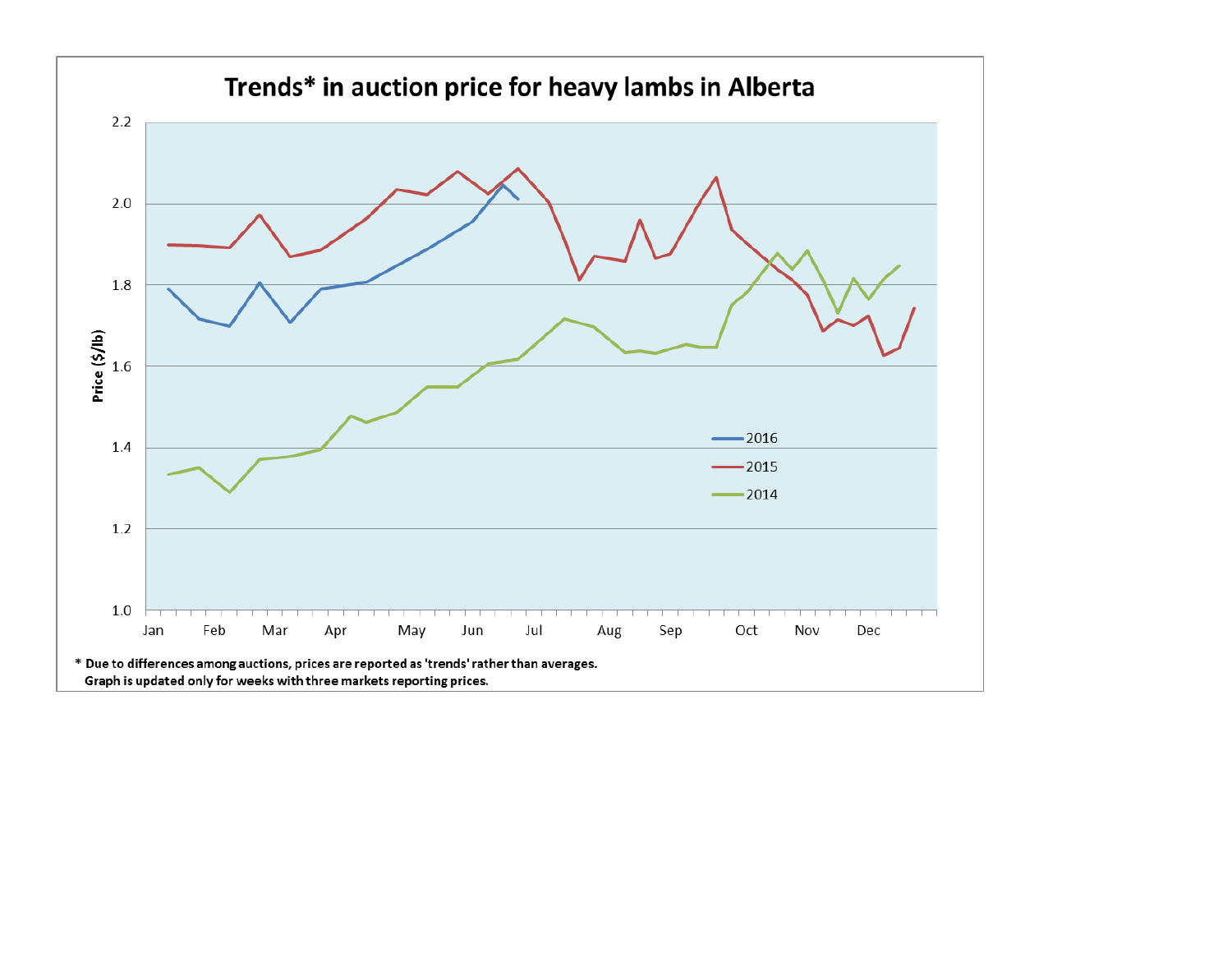# Trends* in auction price for heavy lambs in Alberta

Price ($/lb)

2.2
2.0
1.8
1.6
1.4
1.2
1.0

Jan Feb Mar Apr May Jun Jul Aug Sep Oct Nov Dec

2016
2015
2014

\* Due to differences among auctions, prices are reported as 'trends' rather than averages.
Graph is updated only for weeks with three markets reporting prices.